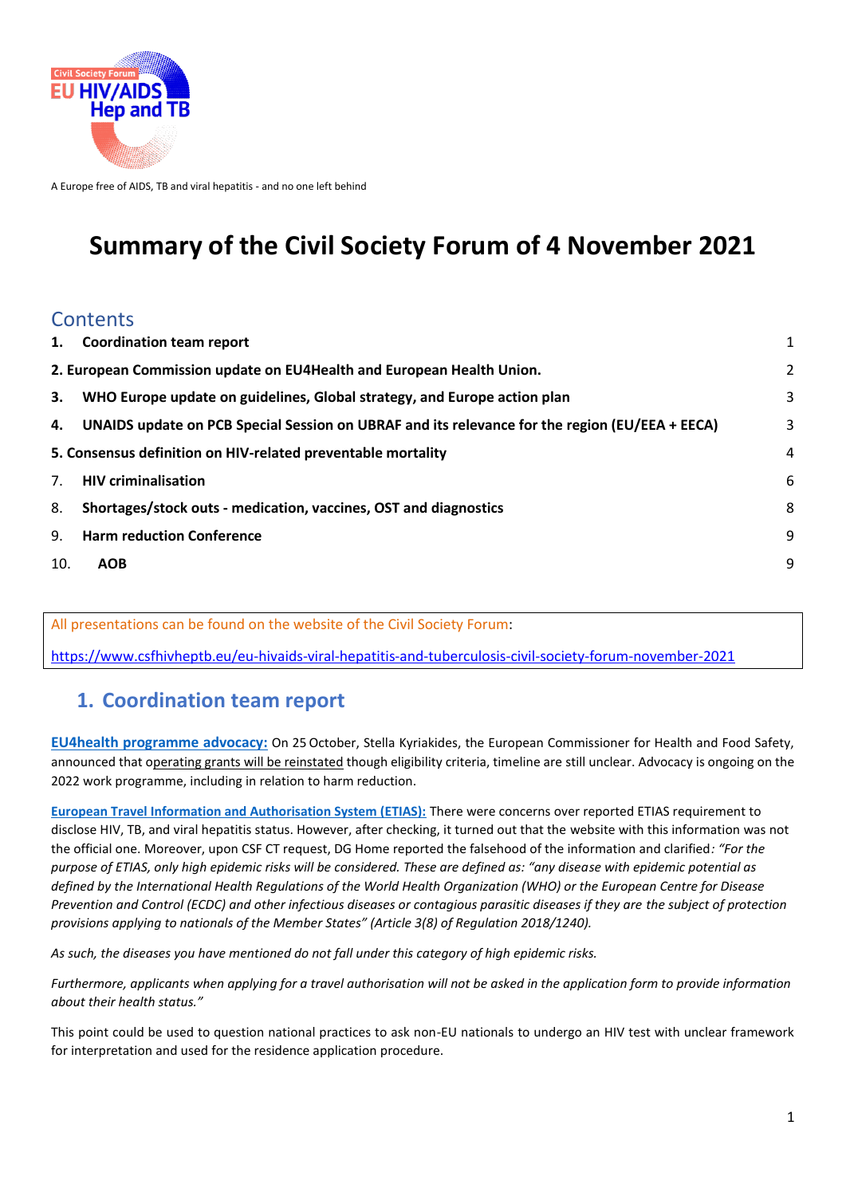Civil Society Forum
EU HIV/AIDS Hep and TB

A Europe free of AIDS, TB and viral hepatitis - and no one left behind

# Summary of the Civil Society Forum of 4 November 2021

## Contents

1. **Coordination team report** 1

**2. European Commission update on EU4Health and European Health Union.** 2

3. **WHO Europe update on guidelines, Global strategy, and Europe action plan** 3

4. **UNAIDS update on PCB Special Session on UBRAF and its relevance for the region (EU/EEA + EECA)** 3

**5. Consensus definition on HIV-related preventable mortality** 4

7. **HIV criminalisation** 6

8. **Shortages/stock outs - medication, vaccines, OST and diagnostics** 8

9. **Harm reduction Conference** 9

10. **AOB** 9

All presentations can be found on the website of the Civil Society Forum:

https://www.csfhivheptb.eu/eu-hivaids-viral-hepatitis-and-tuberculosis-civil-society-forum-november-2021

## 1. Coordination team report

**EU4health programme advocacy:** On 25 October, Stella Kyriakides, the European Commissioner for Health and Food Safety, announced that operating grants will be reinstated though eligibility criteria, timeline are still unclear. Advocacy is ongoing on the 2022 work programme, including in relation to harm reduction.

**European Travel Information and Authorisation System (ETIAS):** There were concerns over reported ETIAS requirement to disclose HIV, TB, and viral hepatitis status. However, after checking, it turned out that the website with this information was not the official one. Moreover, upon CSF CT request, DG Home reported the falsehood of the information and clarified*: "For the purpose of ETIAS, only high epidemic risks will be considered. These are defined as: "any disease with epidemic potential as defined by the International Health Regulations of the World Health Organization (WHO) or the European Centre for Disease Prevention and Control (ECDC) and other infectious diseases or contagious parasitic diseases if they are the subject of protection provisions applying to nationals of the Member States" (Article 3(8) of Regulation 2018/1240).*

*As such, the diseases you have mentioned do not fall under this category of high epidemic risks.*

*Furthermore, applicants when applying for a travel authorisation will not be asked in the application form to provide information about their health status."*

This point could be used to question national practices to ask non-EU nationals to undergo an HIV test with unclear framework for interpretation and used for the residence application procedure.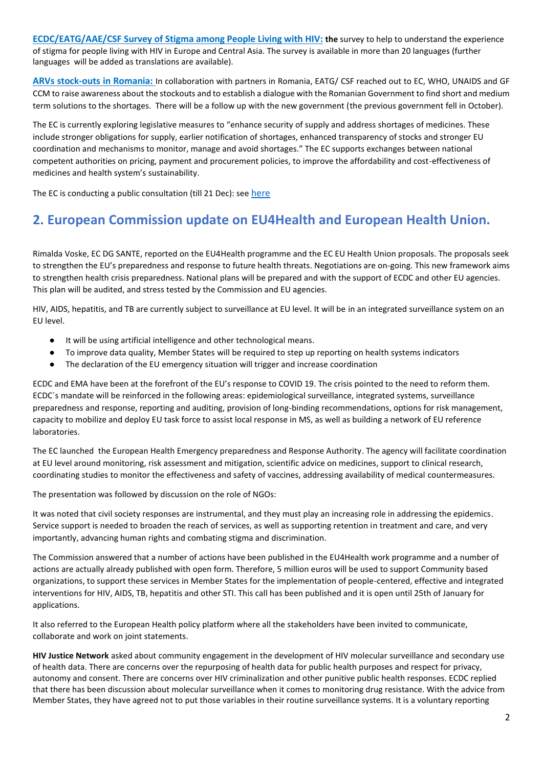**ECDC/EATG/AAE/CSF Survey of Stigma among People Living with HIV:** **the** survey to help to understand the experience of stigma for people living with HIV in Europe and Central Asia. The survey is available in more than 20 languages (further languages will be added as translations are available).

**ARVs stock-outs in Romania:** In collaboration with partners in Romania, EATG/ CSF reached out to EC, WHO, UNAIDS and GF CCM to raise awareness about the stockouts and to establish a dialogue with the Romanian Government to find short and medium term solutions to the shortages. There will be a follow up with the new government (the previous government fell in October).

The EC is currently exploring legislative measures to "enhance security of supply and address shortages of medicines. These include stronger obligations for supply, earlier notification of shortages, enhanced transparency of stocks and stronger EU coordination and mechanisms to monitor, manage and avoid shortages." The EC supports exchanges between national competent authorities on pricing, payment and procurement policies, to improve the affordability and cost-effectiveness of medicines and health system's sustainability.

The EC is conducting a public consultation (till 21 Dec): see here

## 2. European Commission update on EU4Health and European Health Union.

Rimalda Voske, EC DG SANTE, reported on the EU4Health programme and the EC EU Health Union proposals. The proposals seek to strengthen the EU's preparedness and response to future health threats. Negotiations are on-going. This new framework aims to strengthen health crisis preparedness. National plans will be prepared and with the support of ECDC and other EU agencies. This plan will be audited, and stress tested by the Commission and EU agencies.

HIV, AIDS, hepatitis, and TB are currently subject to surveillance at EU level. It will be in an integrated surveillance system on an EU level.

- It will be using artificial intelligence and other technological means.
- To improve data quality, Member States will be required to step up reporting on health systems indicators
- The declaration of the EU emergency situation will trigger and increase coordination

ECDC and EMA have been at the forefront of the EU's response to COVID 19. The crisis pointed to the need to reform them. ECDC´s mandate will be reinforced in the following areas: epidemiological surveillance, integrated systems, surveillance preparedness and response, reporting and auditing, provision of long-binding recommendations, options for risk management, capacity to mobilize and deploy EU task force to assist local response in MS, as well as building a network of EU reference laboratories.

The EC launched the European Health Emergency preparedness and Response Authority. The agency will facilitate coordination at EU level around monitoring, risk assessment and mitigation, scientific advice on medicines, support to clinical research, coordinating studies to monitor the effectiveness and safety of vaccines, addressing availability of medical countermeasures.

The presentation was followed by discussion on the role of NGOs:

It was noted that civil society responses are instrumental, and they must play an increasing role in addressing the epidemics. Service support is needed to broaden the reach of services, as well as supporting retention in treatment and care, and very importantly, advancing human rights and combating stigma and discrimination.

The Commission answered that a number of actions have been published in the EU4Health work programme and a number of actions are actually already published with open form. Therefore, 5 million euros will be used to support Community based organizations, to support these services in Member States for the implementation of people-centered, effective and integrated interventions for HIV, AIDS, TB, hepatitis and other STI. This call has been published and it is open until 25th of January for applications.

It also referred to the European Health policy platform where all the stakeholders have been invited to communicate, collaborate and work on joint statements.

**HIV Justice Network** asked about community engagement in the development of HIV molecular surveillance and secondary use of health data. There are concerns over the repurposing of health data for public health purposes and respect for privacy, autonomy and consent. There are concerns over HIV criminalization and other punitive public health responses. ECDC replied that there has been discussion about molecular surveillance when it comes to monitoring drug resistance. With the advice from Member States, they have agreed not to put those variables in their routine surveillance systems. It is a voluntary reporting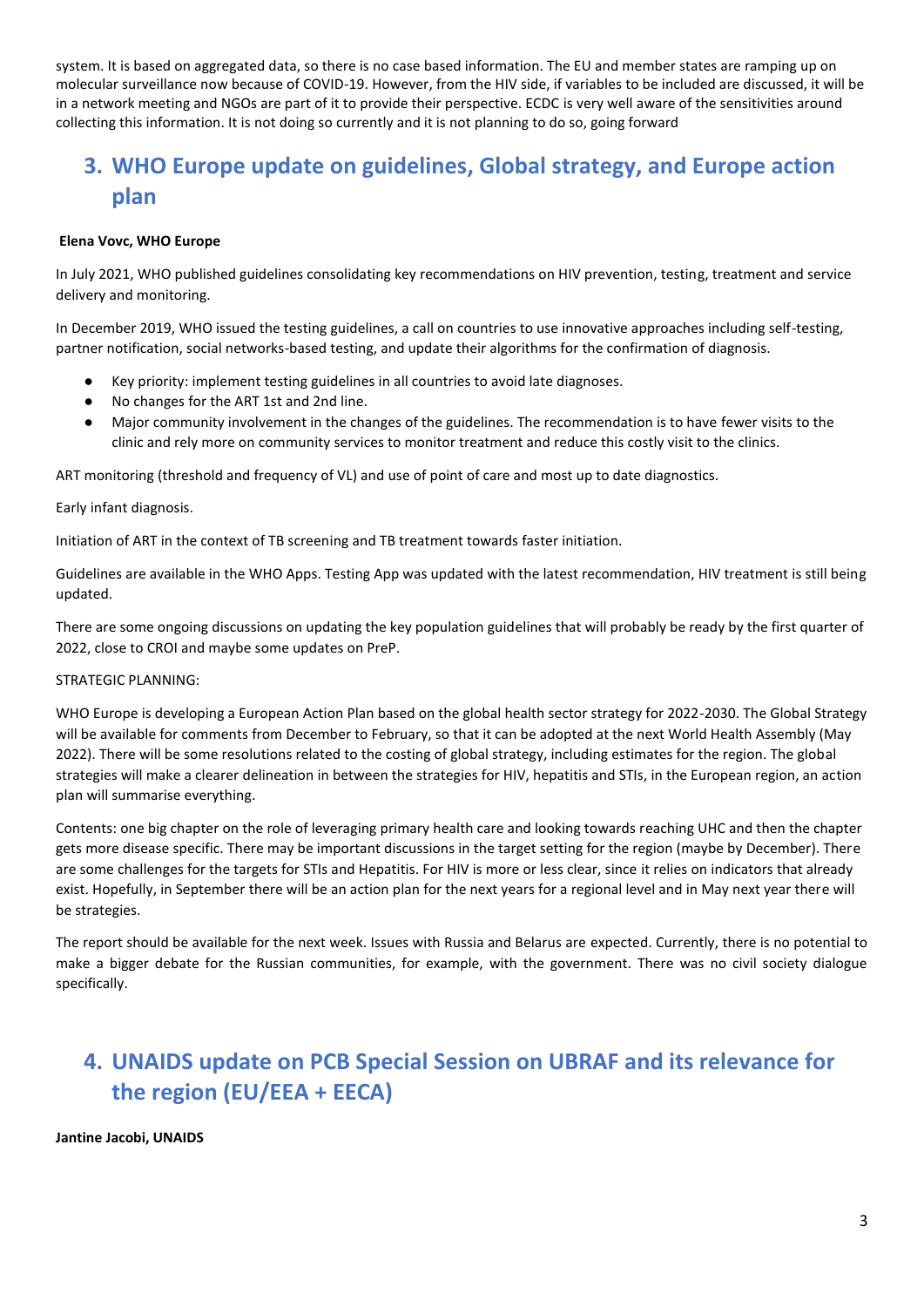system. It is based on aggregated data, so there is no case based information. The EU and member states are ramping up on molecular surveillance now because of COVID-19. However, from the HIV side, if variables to be included are discussed, it will be in a network meeting and NGOs are part of it to provide their perspective. ECDC is very well aware of the sensitivities around collecting this information. It is not doing so currently and it is not planning to do so, going forward

## 3. WHO Europe update on guidelines, Global strategy, and Europe action plan

**Elena Vovc, WHO Europe**

In July 2021, WHO published guidelines consolidating key recommendations on HIV prevention, testing, treatment and service delivery and monitoring.

In December 2019, WHO issued the testing guidelines, a call on countries to use innovative approaches including self-testing, partner notification, social networks-based testing, and update their algorithms for the confirmation of diagnosis.

- Key priority: implement testing guidelines in all countries to avoid late diagnoses.
- No changes for the ART 1st and 2nd line.
- Major community involvement in the changes of the guidelines. The recommendation is to have fewer visits to the clinic and rely more on community services to monitor treatment and reduce this costly visit to the clinics.

ART monitoring (threshold and frequency of VL) and use of point of care and most up to date diagnostics.

Early infant diagnosis.

Initiation of ART in the context of TB screening and TB treatment towards faster initiation.

Guidelines are available in the WHO Apps. Testing App was updated with the latest recommendation, HIV treatment is still being updated.

There are some ongoing discussions on updating the key population guidelines that will probably be ready by the first quarter of 2022, close to CROI and maybe some updates on PreP.

STRATEGIC PLANNING:

WHO Europe is developing a European Action Plan based on the global health sector strategy for 2022-2030. The Global Strategy will be available for comments from December to February, so that it can be adopted at the next World Health Assembly (May 2022). There will be some resolutions related to the costing of global strategy, including estimates for the region. The global strategies will make a clearer delineation in between the strategies for HIV, hepatitis and STIs, in the European region, an action plan will summarise everything.

Contents: one big chapter on the role of leveraging primary health care and looking towards reaching UHC and then the chapter gets more disease specific. There may be important discussions in the target setting for the region (maybe by December). There are some challenges for the targets for STIs and Hepatitis. For HIV is more or less clear, since it relies on indicators that already exist. Hopefully, in September there will be an action plan for the next years for a regional level and in May next year there will be strategies.

The report should be available for the next week. Issues with Russia and Belarus are expected. Currently, there is no potential to make a bigger debate for the Russian communities, for example, with the government. There was no civil society dialogue specifically.

## 4. UNAIDS update on PCB Special Session on UBRAF and its relevance for the region (EU/EEA + EECA)

**Jantine Jacobi, UNAIDS**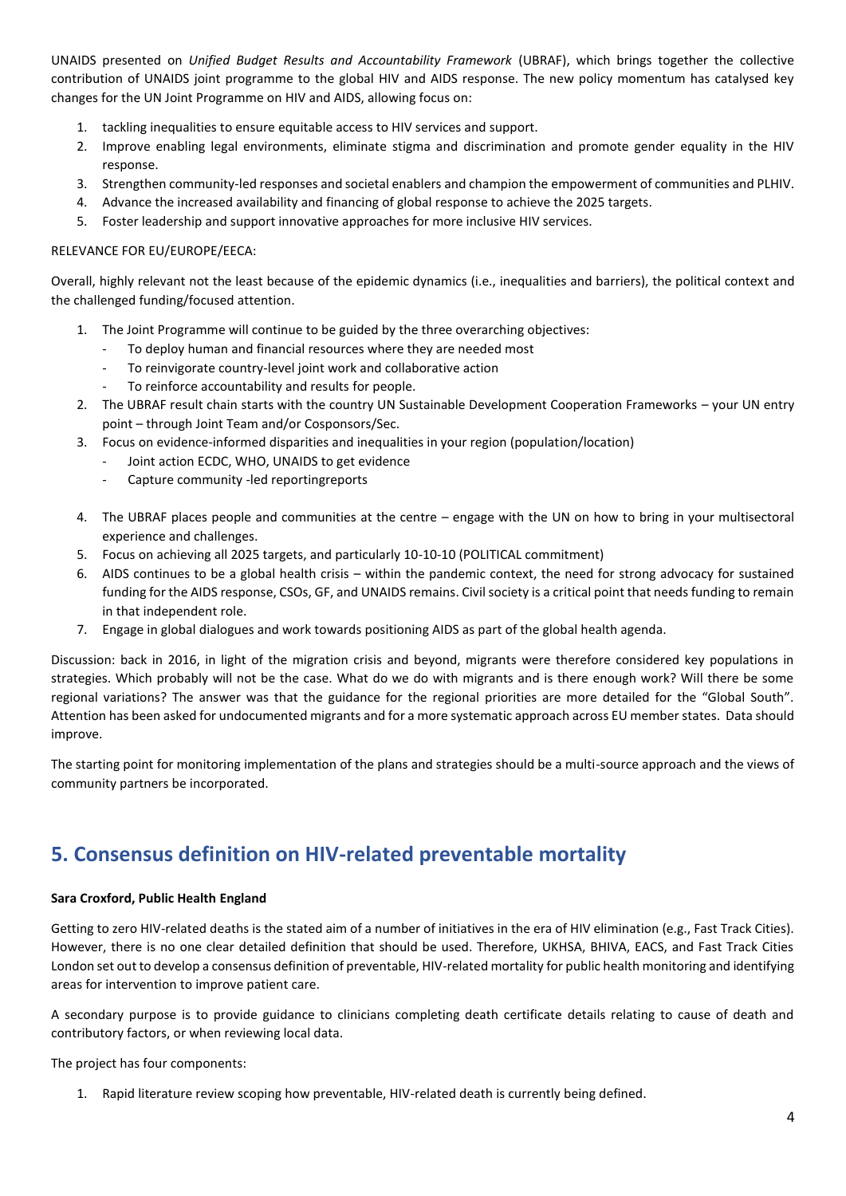UNAIDS presented on *Unified Budget Results and Accountability Framework* (UBRAF), which brings together the collective contribution of UNAIDS joint programme to the global HIV and AIDS response. The new policy momentum has catalysed key changes for the UN Joint Programme on HIV and AIDS, allowing focus on:

1. tackling inequalities to ensure equitable access to HIV services and support.
2. Improve enabling legal environments, eliminate stigma and discrimination and promote gender equality in the HIV response.
3. Strengthen community-led responses and societal enablers and champion the empowerment of communities and PLHIV.
4. Advance the increased availability and financing of global response to achieve the 2025 targets.
5. Foster leadership and support innovative approaches for more inclusive HIV services.

RELEVANCE FOR EU/EUROPE/EECA:

Overall, highly relevant not the least because of the epidemic dynamics (i.e., inequalities and barriers), the political context and the challenged funding/focused attention.

1. The Joint Programme will continue to be guided by the three overarching objectives:
   - To deploy human and financial resources where they are needed most
   - To reinvigorate country-level joint work and collaborative action
   - To reinforce accountability and results for people.
2. The UBRAF result chain starts with the country UN Sustainable Development Cooperation Frameworks – your UN entry point – through Joint Team and/or Cosponsors/Sec.
3. Focus on evidence-informed disparities and inequalities in your region (population/location)
   - Joint action ECDC, WHO, UNAIDS to get evidence
   - Capture community -led reportingreports
4. The UBRAF places people and communities at the centre – engage with the UN on how to bring in your multisectoral experience and challenges.
5. Focus on achieving all 2025 targets, and particularly 10-10-10 (POLITICAL commitment)
6. AIDS continues to be a global health crisis – within the pandemic context, the need for strong advocacy for sustained funding for the AIDS response, CSOs, GF, and UNAIDS remains. Civil society is a critical point that needs funding to remain in that independent role.
7. Engage in global dialogues and work towards positioning AIDS as part of the global health agenda.

Discussion: back in 2016, in light of the migration crisis and beyond, migrants were therefore considered key populations in strategies. Which probably will not be the case. What do we do with migrants and is there enough work? Will there be some regional variations? The answer was that the guidance for the regional priorities are more detailed for the "Global South". Attention has been asked for undocumented migrants and for a more systematic approach across EU member states. Data should improve.

The starting point for monitoring implementation of the plans and strategies should be a multi-source approach and the views of community partners be incorporated.

## 5. Consensus definition on HIV-related preventable mortality

**Sara Croxford, Public Health England**

Getting to zero HIV-related deaths is the stated aim of a number of initiatives in the era of HIV elimination (e.g., Fast Track Cities). However, there is no one clear detailed definition that should be used. Therefore, UKHSA, BHIVA, EACS, and Fast Track Cities London set out to develop a consensus definition of preventable, HIV-related mortality for public health monitoring and identifying areas for intervention to improve patient care.

A secondary purpose is to provide guidance to clinicians completing death certificate details relating to cause of death and contributory factors, or when reviewing local data.

The project has four components:

1. Rapid literature review scoping how preventable, HIV-related death is currently being defined.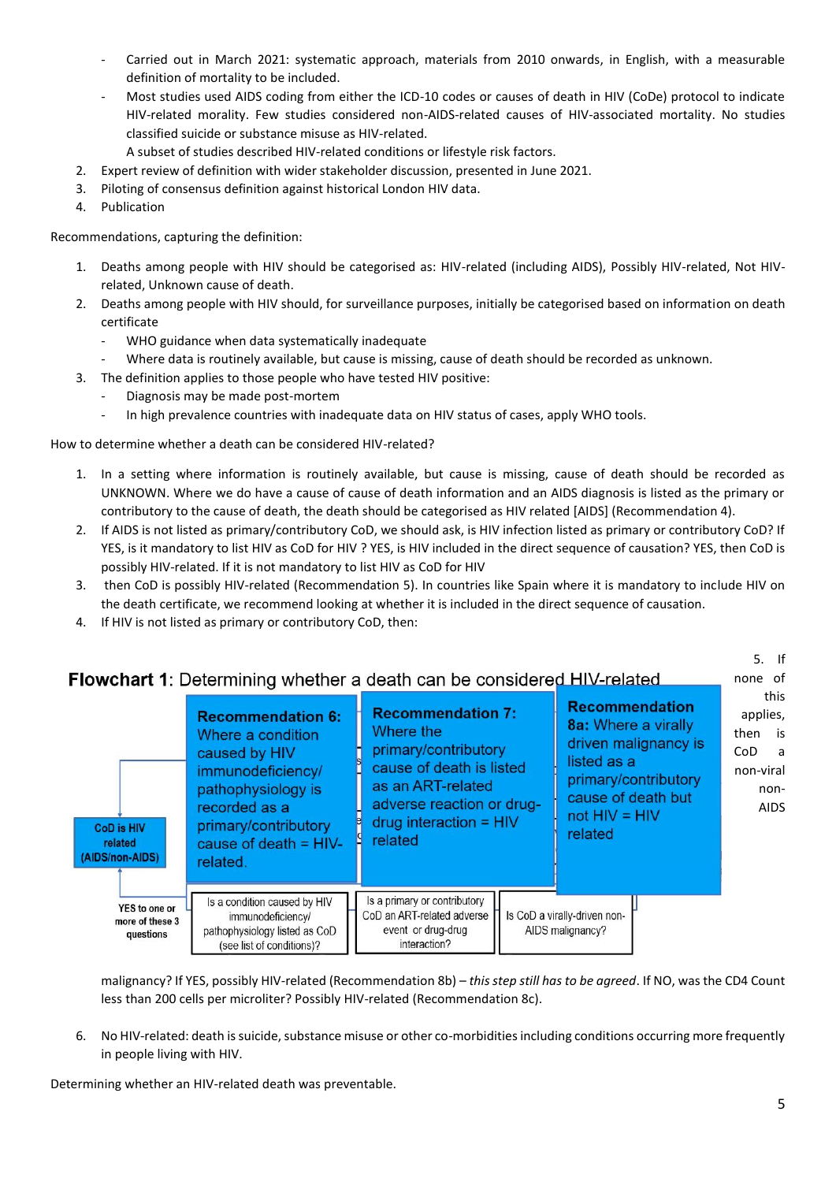- Carried out in March 2021: systematic approach, materials from 2010 onwards, in English, with a measurable definition of mortality to be included.
- Most studies used AIDS coding from either the ICD-10 codes or causes of death in HIV (CoDe) protocol to indicate HIV-related morality. Few studies considered non-AIDS-related causes of HIV-associated mortality. No studies classified suicide or substance misuse as HIV-related.
  A subset of studies described HIV-related conditions or lifestyle risk factors.

2. Expert review of definition with wider stakeholder discussion, presented in June 2021.
3. Piloting of consensus definition against historical London HIV data.
4. Publication

Recommendations, capturing the definition:

1. Deaths among people with HIV should be categorised as: HIV-related (including AIDS), Possibly HIV-related, Not HIV-related, Unknown cause of death.
2. Deaths among people with HIV should, for surveillance purposes, initially be categorised based on information on death certificate
   - WHO guidance when data systematically inadequate
   - Where data is routinely available, but cause is missing, cause of death should be recorded as unknown.
3. The definition applies to those people who have tested HIV positive:
   - Diagnosis may be made post-mortem
   - In high prevalence countries with inadequate data on HIV status of cases, apply WHO tools.

How to determine whether a death can be considered HIV-related?

1. In a setting where information is routinely available, but cause is missing, cause of death should be recorded as UNKNOWN. Where we do have a cause of cause of death information and an AIDS diagnosis is listed as the primary or contributory to the cause of death, the death should be categorised as HIV related [AIDS] (Recommendation 4).
2. If AIDS is not listed as primary/contributory CoD, we should ask, is HIV infection listed as primary or contributory CoD? If YES, is it mandatory to list HIV as CoD for HIV ? YES, is HIV included in the direct sequence of causation? YES, then CoD is possibly HIV-related. If it is not mandatory to list HIV as CoD for HIV
3. then CoD is possibly HIV-related (Recommendation 5). In countries like Spain where it is mandatory to include HIV on the death certificate, we recommend looking at whether it is included in the direct sequence of causation.
4. If HIV is not listed as primary or contributory CoD, then:

**Flowchart 1**: Determining whether a death can be considered HIV-related

- **Recommendation 6:** Where a condition caused by HIV immunodeficiency/ pathophysiology is recorded as a primary/contributory cause of death = HIV-related.
- **Recommendation 7:** Where the primary/contributory cause of death is listed as an ART-related adverse reaction or drug-drug interaction = HIV related
- **Recommendation 8a:** Where a virally driven malignancy is listed as a primary/contributory cause of death but not HIV = HIV related

Is a condition caused by HIV immunodeficiency/ pathophysiology listed as CoD (see list of conditions)?

Is a primary or contributory CoD an ART-related adverse event or drug-drug interaction?

Is CoD a virally-driven non-AIDS malignancy?

YES to one or more of these 3 questions → CoD is HIV related (AIDS/non-AIDS)

5. If none of this applies, then is CoD a non-viral non-AIDS malignancy? If YES, possibly HIV-related (Recommendation 8b) – *this step still has to be agreed*. If NO, was the CD4 Count less than 200 cells per microliter? Possibly HIV-related (Recommendation 8c).

6. No HIV-related: death is suicide, substance misuse or other co-morbidities including conditions occurring more frequently in people living with HIV.

Determining whether an HIV-related death was preventable.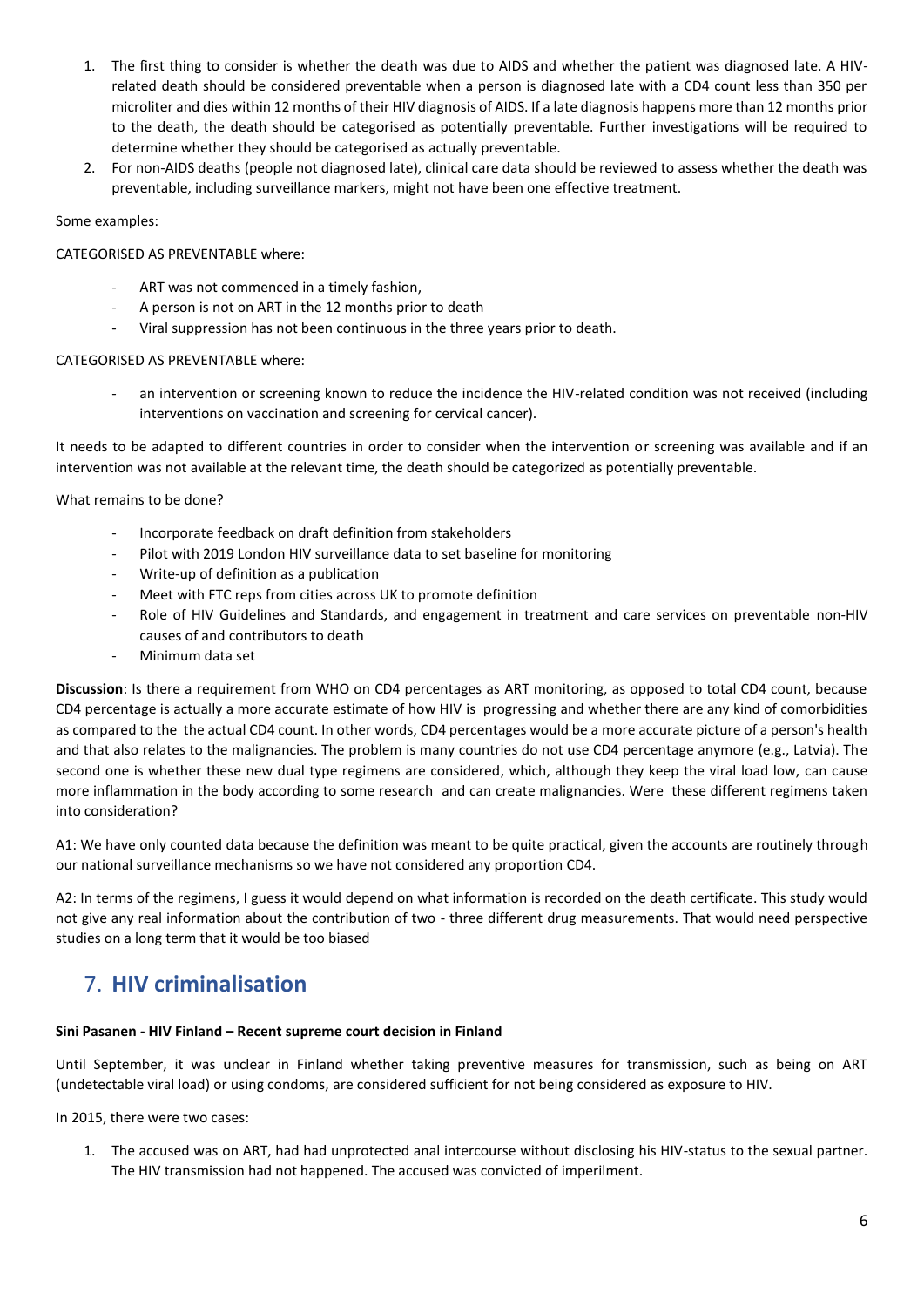1. The first thing to consider is whether the death was due to AIDS and whether the patient was diagnosed late. A HIV-related death should be considered preventable when a person is diagnosed late with a CD4 count less than 350 per microliter and dies within 12 months of their HIV diagnosis of AIDS. If a late diagnosis happens more than 12 months prior to the death, the death should be categorised as potentially preventable. Further investigations will be required to determine whether they should be categorised as actually preventable.
2. For non-AIDS deaths (people not diagnosed late), clinical care data should be reviewed to assess whether the death was preventable, including surveillance markers, might not have been one effective treatment.

Some examples:

CATEGORISED AS PREVENTABLE where:

- ART was not commenced in a timely fashion,
- A person is not on ART in the 12 months prior to death
- Viral suppression has not been continuous in the three years prior to death.

CATEGORISED AS PREVENTABLE where:

- an intervention or screening known to reduce the incidence the HIV-related condition was not received (including interventions on vaccination and screening for cervical cancer).

It needs to be adapted to different countries in order to consider when the intervention or screening was available and if an intervention was not available at the relevant time, the death should be categorized as potentially preventable.

What remains to be done?

- Incorporate feedback on draft definition from stakeholders
- Pilot with 2019 London HIV surveillance data to set baseline for monitoring
- Write-up of definition as a publication
- Meet with FTC reps from cities across UK to promote definition
- Role of HIV Guidelines and Standards, and engagement in treatment and care services on preventable non-HIV causes of and contributors to death
- Minimum data set

**Discussion**: Is there a requirement from WHO on CD4 percentages as ART monitoring, as opposed to total CD4 count, because CD4 percentage is actually a more accurate estimate of how HIV is progressing and whether there are any kind of comorbidities as compared to the the actual CD4 count. In other words, CD4 percentages would be a more accurate picture of a person's health and that also relates to the malignancies. The problem is many countries do not use CD4 percentage anymore (e.g., Latvia). The second one is whether these new dual type regimens are considered, which, although they keep the viral load low, can cause more inflammation in the body according to some research and can create malignancies. Were these different regimens taken into consideration?

A1: We have only counted data because the definition was meant to be quite practical, given the accounts are routinely through our national surveillance mechanisms so we have not considered any proportion CD4.

A2: In terms of the regimens, I guess it would depend on what information is recorded on the death certificate. This study would not give any real information about the contribution of two - three different drug measurements. That would need perspective studies on a long term that it would be too biased

## 7. HIV criminalisation

**Sini Pasanen - HIV Finland – Recent supreme court decision in Finland**

Until September, it was unclear in Finland whether taking preventive measures for transmission, such as being on ART (undetectable viral load) or using condoms, are considered sufficient for not being considered as exposure to HIV.

In 2015, there were two cases:

1. The accused was on ART, had had unprotected anal intercourse without disclosing his HIV-status to the sexual partner. The HIV transmission had not happened. The accused was convicted of imperilment.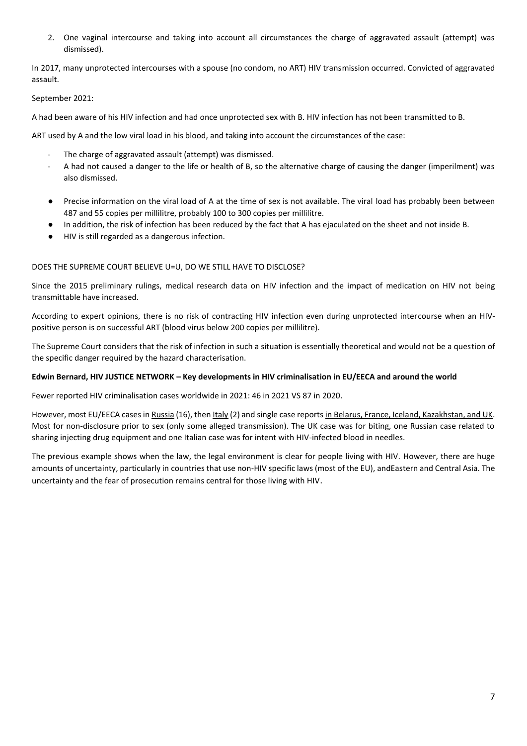2. One vaginal intercourse and taking into account all circumstances the charge of aggravated assault (attempt) was dismissed).

In 2017, many unprotected intercourses with a spouse (no condom, no ART) HIV transmission occurred. Convicted of aggravated assault.

September 2021:

A had been aware of his HIV infection and had once unprotected sex with B. HIV infection has not been transmitted to B.

ART used by A and the low viral load in his blood, and taking into account the circumstances of the case:

- The charge of aggravated assault (attempt) was dismissed.
- A had not caused a danger to the life or health of B, so the alternative charge of causing the danger (imperilment) was also dismissed.

- Precise information on the viral load of A at the time of sex is not available. The viral load has probably been between 487 and 55 copies per millilitre, probably 100 to 300 copies per millilitre.
- In addition, the risk of infection has been reduced by the fact that A has ejaculated on the sheet and not inside B.
- HIV is still regarded as a dangerous infection.

DOES THE SUPREME COURT BELIEVE U=U, DO WE STILL HAVE TO DISCLOSE?

Since the 2015 preliminary rulings, medical research data on HIV infection and the impact of medication on HIV not being transmittable have increased.

According to expert opinions, there is no risk of contracting HIV infection even during unprotected intercourse when an HIV-positive person is on successful ART (blood virus below 200 copies per millilitre).

The Supreme Court considers that the risk of infection in such a situation is essentially theoretical and would not be a question of the specific danger required by the hazard characterisation.

**Edwin Bernard, HIV JUSTICE NETWORK – Key developments in HIV criminalisation in EU/EECA and around the world**

Fewer reported HIV criminalisation cases worldwide in 2021: 46 in 2021 VS 87 in 2020.

However, most EU/EECA cases in Russia (16), then Italy (2) and single case reports in Belarus, France, Iceland, Kazakhstan, and UK. Most for non-disclosure prior to sex (only some alleged transmission). The UK case was for biting, one Russian case related to sharing injecting drug equipment and one Italian case was for intent with HIV-infected blood in needles.

The previous example shows when the law, the legal environment is clear for people living with HIV. However, there are huge amounts of uncertainty, particularly in countries that use non-HIV specific laws (most of the EU), andEastern and Central Asia. The uncertainty and the fear of prosecution remains central for those living with HIV.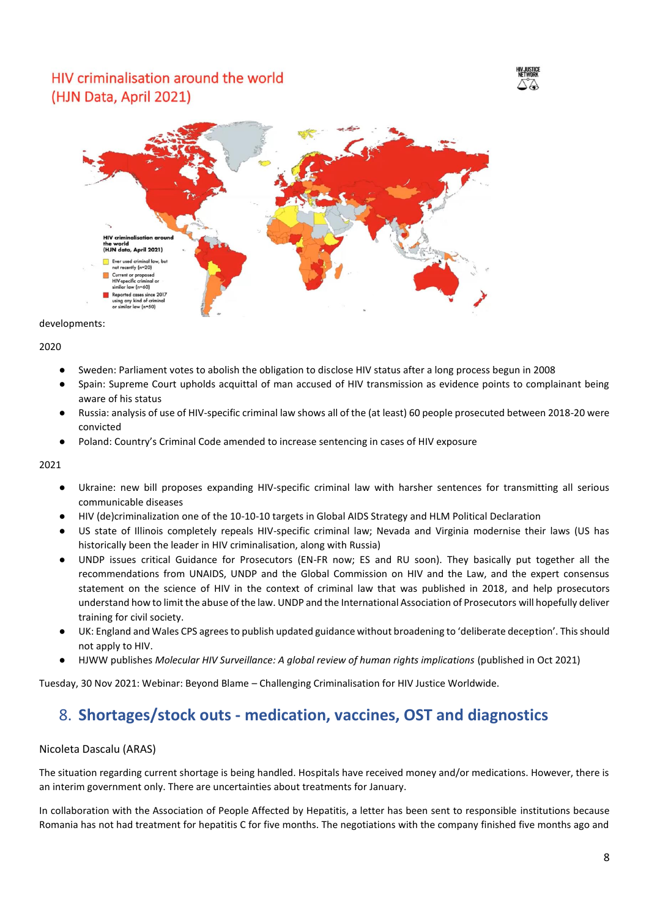HIV criminalisation around the world (HJN Data, April 2021)

developments:

2020

- Sweden: Parliament votes to abolish the obligation to disclose HIV status after a long process begun in 2008
- Spain: Supreme Court upholds acquittal of man accused of HIV transmission as evidence points to complainant being aware of his status
- Russia: analysis of use of HIV-specific criminal law shows all of the (at least) 60 people prosecuted between 2018-20 were convicted
- Poland: Country's Criminal Code amended to increase sentencing in cases of HIV exposure

2021

- Ukraine: new bill proposes expanding HIV-specific criminal law with harsher sentences for transmitting all serious communicable diseases
- HIV (de)criminalization one of the 10-10-10 targets in Global AIDS Strategy and HLM Political Declaration
- US state of Illinois completely repeals HIV-specific criminal law; Nevada and Virginia modernise their laws (US has historically been the leader in HIV criminalisation, along with Russia)
- UNDP issues critical Guidance for Prosecutors (EN-FR now; ES and RU soon). They basically put together all the recommendations from UNAIDS, UNDP and the Global Commission on HIV and the Law, and the expert consensus statement on the science of HIV in the context of criminal law that was published in 2018, and help prosecutors understand how to limit the abuse of the law. UNDP and the International Association of Prosecutors will hopefully deliver training for civil society.
- UK: England and Wales CPS agrees to publish updated guidance without broadening to 'deliberate deception'. This should not apply to HIV.
- HJWW publishes *Molecular HIV Surveillance: A global review of human rights implications* (published in Oct 2021)

Tuesday, 30 Nov 2021: Webinar: Beyond Blame – Challenging Criminalisation for HIV Justice Worldwide.

## 8. Shortages/stock outs - medication, vaccines, OST and diagnostics

Nicoleta Dascalu (ARAS)

The situation regarding current shortage is being handled. Hospitals have received money and/or medications. However, there is an interim government only. There are uncertainties about treatments for January.

In collaboration with the Association of People Affected by Hepatitis, a letter has been sent to responsible institutions because Romania has not had treatment for hepatitis C for five months. The negotiations with the company finished five months ago and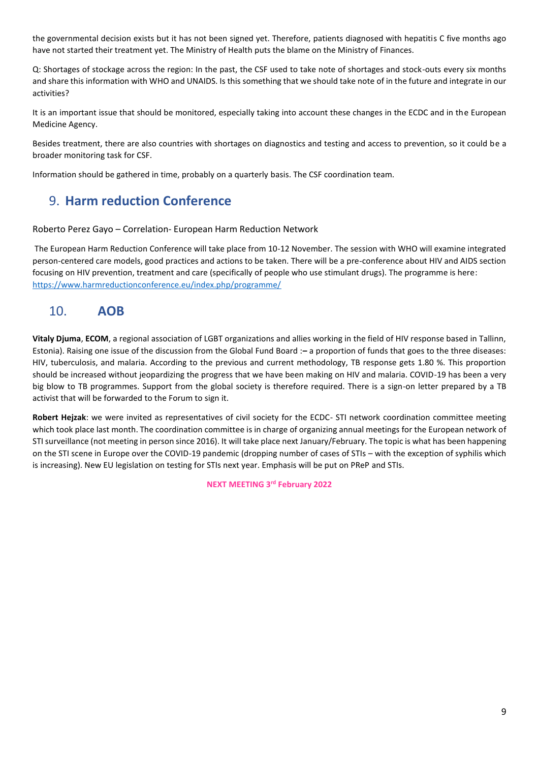the governmental decision exists but it has not been signed yet. Therefore, patients diagnosed with hepatitis C five months ago have not started their treatment yet. The Ministry of Health puts the blame on the Ministry of Finances.

Q: Shortages of stockage across the region: In the past, the CSF used to take note of shortages and stock-outs every six months and share this information with WHO and UNAIDS. Is this something that we should take note of in the future and integrate in our activities?

It is an important issue that should be monitored, especially taking into account these changes in the ECDC and in the European Medicine Agency.

Besides treatment, there are also countries with shortages on diagnostics and testing and access to prevention, so it could be a broader monitoring task for CSF.

Information should be gathered in time, probably on a quarterly basis. The CSF coordination team.

## 9. Harm reduction Conference

Roberto Perez Gayo – Correlation- European Harm Reduction Network

The European Harm Reduction Conference will take place from 10-12 November. The session with WHO will examine integrated person-centered care models, good practices and actions to be taken. There will be a pre-conference about HIV and AIDS section focusing on HIV prevention, treatment and care (specifically of people who use stimulant drugs). The programme is here: https://www.harmreductionconference.eu/index.php/programme/

## 10. AOB

**Vitaly Djuma**, **ECOM**, a regional association of LGBT organizations and allies working in the field of HIV response based in Tallinn, Estonia). Raising one issue of the discussion from the Global Fund Board :– a proportion of funds that goes to the three diseases: HIV, tuberculosis, and malaria. According to the previous and current methodology, TB response gets 1.80 %. This proportion should be increased without jeopardizing the progress that we have been making on HIV and malaria. COVID-19 has been a very big blow to TB programmes. Support from the global society is therefore required. There is a sign-on letter prepared by a TB activist that will be forwarded to the Forum to sign it.

**Robert Hejzak**: we were invited as representatives of civil society for the ECDC- STI network coordination committee meeting which took place last month. The coordination committee is in charge of organizing annual meetings for the European network of STI surveillance (not meeting in person since 2016). It will take place next January/February. The topic is what has been happening on the STI scene in Europe over the COVID-19 pandemic (dropping number of cases of STIs – with the exception of syphilis which is increasing). New EU legislation on testing for STIs next year. Emphasis will be put on PReP and STIs.

**NEXT MEETING 3rd February 2022**